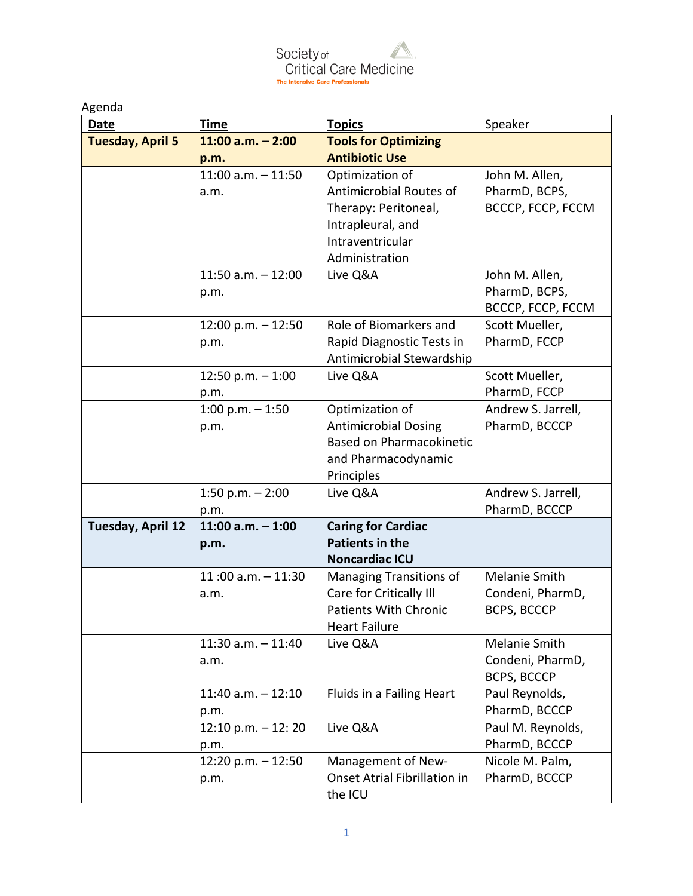Society of Critical Care Medicine

The Intensive Care Professionals

Agenda

| **Date** | **Time** | **Topics** | Speaker |
|---|---|---|---|
| **Tuesday, April 5** | **11:00 a.m. – 2:00 p.m.** | **Tools for Optimizing Antibiotic Use** | |
| | 11:00 a.m. – 11:50 a.m. | Optimization of Antimicrobial Routes of Therapy: Peritoneal, Intrapleural, and Intraventricular Administration | John M. Allen, PharmD, BCPS, BCCCP, FCCP, FCCM |
| | 11:50 a.m. – 12:00 p.m. | Live Q&A | John M. Allen, PharmD, BCPS, BCCCP, FCCP, FCCM |
| | 12:00 p.m. – 12:50 p.m. | Role of Biomarkers and Rapid Diagnostic Tests in Antimicrobial Stewardship | Scott Mueller, PharmD, FCCP |
| | 12:50 p.m. – 1:00 p.m. | Live Q&A | Scott Mueller, PharmD, FCCP |
| | 1:00 p.m. – 1:50 p.m. | Optimization of Antimicrobial Dosing Based on Pharmacokinetic and Pharmacodynamic Principles | Andrew S. Jarrell, PharmD, BCCCP |
| | 1:50 p.m. – 2:00 p.m. | Live Q&A | Andrew S. Jarrell, PharmD, BCCCP |
| **Tuesday, April 12** | **11:00 a.m. – 1:00 p.m.** | **Caring for Cardiac Patients in the Noncardiac ICU** | |
| | 11 :00 a.m. – 11:30 a.m. | Managing Transitions of Care for Critically Ill Patients With Chronic Heart Failure | Melanie Smith Condeni, PharmD, BCPS, BCCCP |
| | 11:30 a.m. – 11:40 a.m. | Live Q&A | Melanie Smith Condeni, PharmD, BCPS, BCCCP |
| | 11:40 a.m. – 12:10 p.m. | Fluids in a Failing Heart | Paul Reynolds, PharmD, BCCCP |
| | 12:10 p.m. – 12: 20 p.m. | Live Q&A | Paul M. Reynolds, PharmD, BCCCP |
| | 12:20 p.m. – 12:50 p.m. | Management of New-Onset Atrial Fibrillation in the ICU | Nicole M. Palm, PharmD, BCCCP |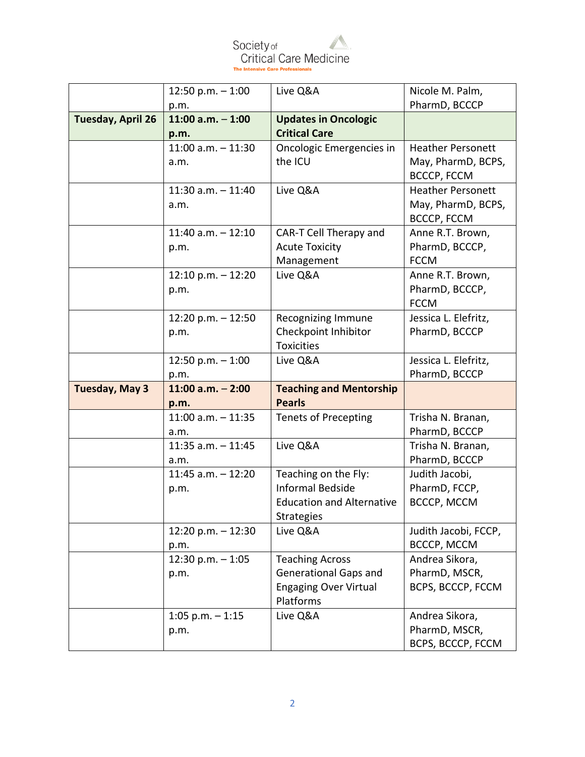|  | 12:50 p.m. – 1:00 p.m. | Live Q&A | Nicole M. Palm, PharmD, BCCCP |
|---|---|---|---|
| **Tuesday, April 26** | **11:00 a.m. – 1:00 p.m.** | **Updates in Oncologic Critical Care** |  |
|  | 11:00 a.m. – 11:30 a.m. | Oncologic Emergencies in the ICU | Heather Personett May, PharmD, BCPS, BCCCP, FCCM |
|  | 11:30 a.m. – 11:40 a.m. | Live Q&A | Heather Personett May, PharmD, BCPS, BCCCP, FCCM |
|  | 11:40 a.m. – 12:10 p.m. | CAR-T Cell Therapy and Acute Toxicity Management | Anne R.T. Brown, PharmD, BCCCP, FCCM |
|  | 12:10 p.m. – 12:20 p.m. | Live Q&A | Anne R.T. Brown, PharmD, BCCCP, FCCM |
|  | 12:20 p.m. – 12:50 p.m. | Recognizing Immune Checkpoint Inhibitor Toxicities | Jessica L. Elefritz, PharmD, BCCCP |
|  | 12:50 p.m. – 1:00 p.m. | Live Q&A | Jessica L. Elefritz, PharmD, BCCCP |
| **Tuesday, May 3** | **11:00 a.m. – 2:00 p.m.** | **Teaching and Mentorship Pearls** |  |
|  | 11:00 a.m. – 11:35 a.m. | Tenets of Precepting | Trisha N. Branan, PharmD, BCCCP |
|  | 11:35 a.m. – 11:45 a.m. | Live Q&A | Trisha N. Branan, PharmD, BCCCP |
|  | 11:45 a.m. – 12:20 p.m. | Teaching on the Fly: Informal Bedside Education and Alternative Strategies | Judith Jacobi, PharmD, FCCP, BCCCP, MCCM |
|  | 12:20 p.m. – 12:30 p.m. | Live Q&A | Judith Jacobi, FCCP, BCCCP, MCCM |
|  | 12:30 p.m. – 1:05 p.m. | Teaching Across Generational Gaps and Engaging Over Virtual Platforms | Andrea Sikora, PharmD, MSCR, BCPS, BCCCP, FCCM |
|  | 1:05 p.m. – 1:15 p.m. | Live Q&A | Andrea Sikora, PharmD, MSCR, BCPS, BCCCP, FCCM |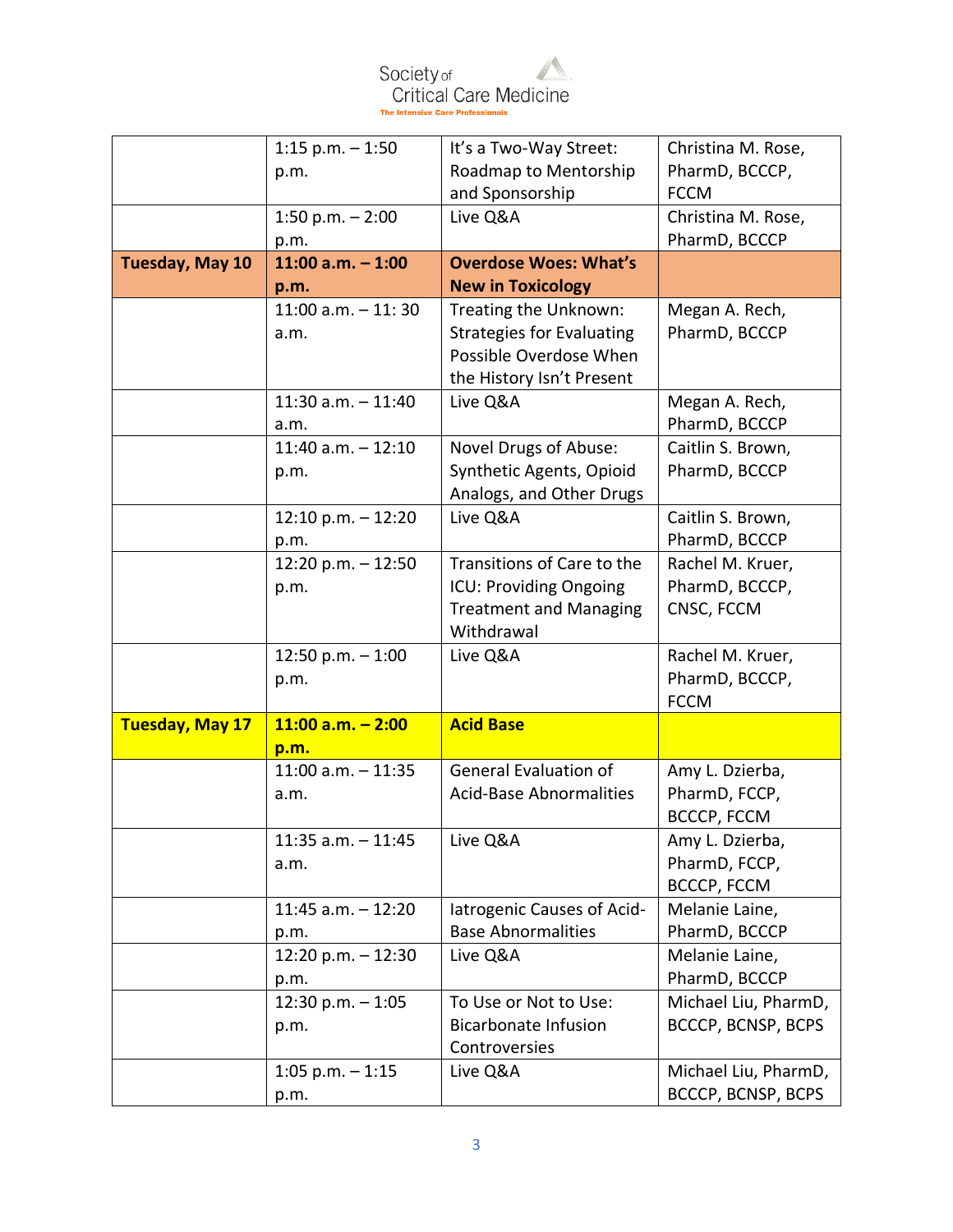| | | | |
|---|---|---|---|
| | 1:15 p.m. – 1:50 p.m. | It's a Two-Way Street: Roadmap to Mentorship and Sponsorship | Christina M. Rose, PharmD, BCCCP, FCCM |
| | 1:50 p.m. – 2:00 p.m. | Live Q&A | Christina M. Rose, PharmD, BCCCP |
| **Tuesday, May 10** | **11:00 a.m. – 1:00 p.m.** | **Overdose Woes: What's New in Toxicology** | |
| | 11:00 a.m. – 11: 30 a.m. | Treating the Unknown: Strategies for Evaluating Possible Overdose When the History Isn't Present | Megan A. Rech, PharmD, BCCCP |
| | 11:30 a.m. – 11:40 a.m. | Live Q&A | Megan A. Rech, PharmD, BCCCP |
| | 11:40 a.m. – 12:10 p.m. | Novel Drugs of Abuse: Synthetic Agents, Opioid Analogs, and Other Drugs | Caitlin S. Brown, PharmD, BCCCP |
| | 12:10 p.m. – 12:20 p.m. | Live Q&A | Caitlin S. Brown, PharmD, BCCCP |
| | 12:20 p.m. – 12:50 p.m. | Transitions of Care to the ICU: Providing Ongoing Treatment and Managing Withdrawal | Rachel M. Kruer, PharmD, BCCCP, CNSC, FCCM |
| | 12:50 p.m. – 1:00 p.m. | Live Q&A | Rachel M. Kruer, PharmD, BCCCP, FCCM |
| **Tuesday, May 17** | **11:00 a.m. – 2:00 p.m.** | **Acid Base** | |
| | 11:00 a.m. – 11:35 a.m. | General Evaluation of Acid-Base Abnormalities | Amy L. Dzierba, PharmD, FCCP, BCCCP, FCCM |
| | 11:35 a.m. – 11:45 a.m. | Live Q&A | Amy L. Dzierba, PharmD, FCCP, BCCCP, FCCM |
| | 11:45 a.m. – 12:20 p.m. | Iatrogenic Causes of Acid-Base Abnormalities | Melanie Laine, PharmD, BCCCP |
| | 12:20 p.m. – 12:30 p.m. | Live Q&A | Melanie Laine, PharmD, BCCCP |
| | 12:30 p.m. – 1:05 p.m. | To Use or Not to Use: Bicarbonate Infusion Controversies | Michael Liu, PharmD, BCCCP, BCNSP, BCPS |
| | 1:05 p.m. – 1:15 p.m. | Live Q&A | Michael Liu, PharmD, BCCCP, BCNSP, BCPS |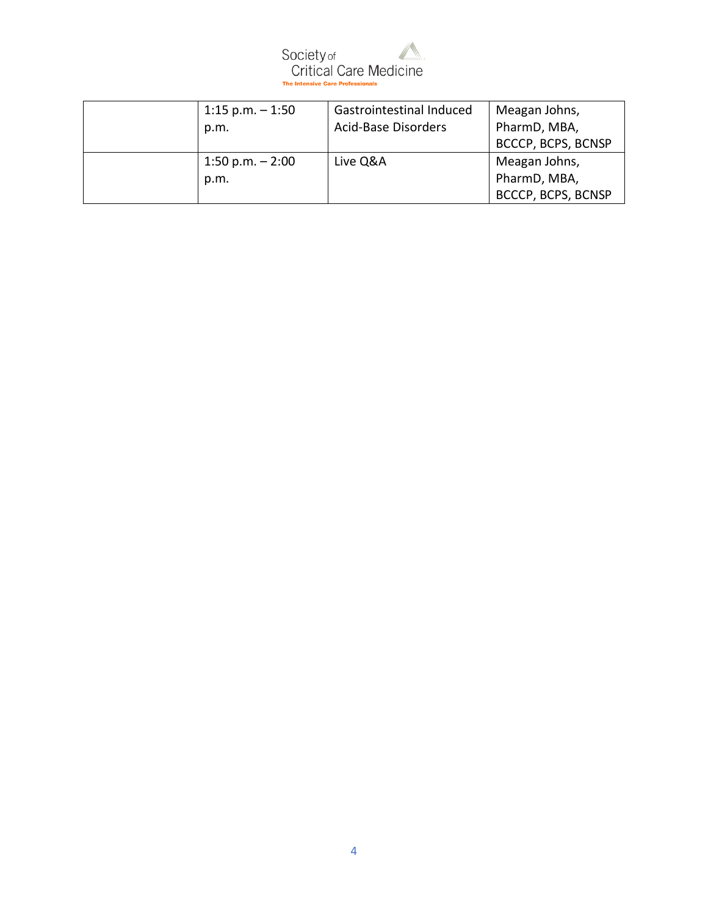| | | | |
|---|---|---|---|
| | 1:15 p.m. – 1:50 p.m. | Gastrointestinal Induced Acid-Base Disorders | Meagan Johns, PharmD, MBA, BCCCP, BCPS, BCNSP |
| | 1:50 p.m. – 2:00 p.m. | Live Q&A | Meagan Johns, PharmD, MBA, BCCCP, BCPS, BCNSP |